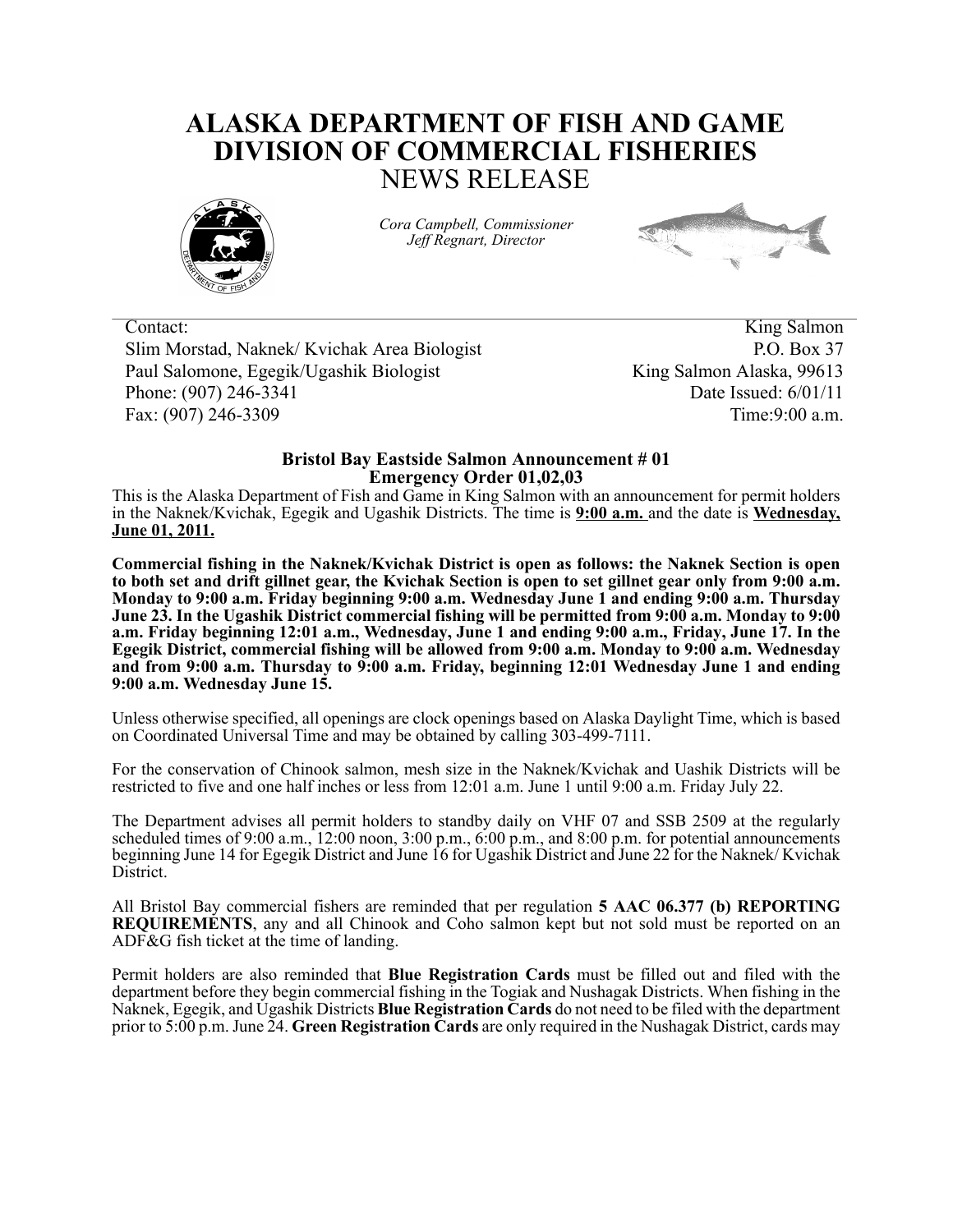# ALASKA DEPARTMENT OF FISH AND GAME
# DIVISION OF COMMERCIAL FISHERIES
## NEWS RELEASE

*Cora Campbell, Commissioner*
*Jeff Regnart, Director*

Contact:
Slim Morstad, Naknek/ Kvichak Area Biologist
Paul Salomone, Egegik/Ugashik Biologist
Phone: (907) 246-3341
Fax: (907) 246-3309

King Salmon
P.O. Box 37
King Salmon Alaska, 99613
Date Issued: 6/01/11
Time:9:00 a.m.

**Bristol Bay Eastside Salmon Announcement # 01**
**Emergency Order 01,02,03**

This is the Alaska Department of Fish and Game in King Salmon with an announcement for permit holders in the Naknek/Kvichak, Egegik and Ugashik Districts. The time is **9:00 a.m.** and the date is **Wednesday, June 01, 2011.**

**Commercial fishing in the Naknek/Kvichak District is open as follows: the Naknek Section is open to both set and drift gillnet gear, the Kvichak Section is open to set gillnet gear only from 9:00 a.m. Monday to 9:00 a.m. Friday beginning 9:00 a.m. Wednesday June 1 and ending 9:00 a.m. Thursday June 23. In the Ugashik District commercial fishing will be permitted from 9:00 a.m. Monday to 9:00 a.m. Friday beginning 12:01 a.m., Wednesday, June 1 and ending 9:00 a.m., Friday, June 17. In the Egegik District, commercial fishing will be allowed from 9:00 a.m. Monday to 9:00 a.m. Wednesday and from 9:00 a.m. Thursday to 9:00 a.m. Friday, beginning 12:01 Wednesday June 1 and ending 9:00 a.m. Wednesday June 15.**

Unless otherwise specified, all openings are clock openings based on Alaska Daylight Time, which is based on Coordinated Universal Time and may be obtained by calling 303-499-7111.

For the conservation of Chinook salmon, mesh size in the Naknek/Kvichak and Uashik Districts will be restricted to five and one half inches or less from 12:01 a.m. June 1 until 9:00 a.m. Friday July 22.

The Department advises all permit holders to standby daily on VHF 07 and SSB 2509 at the regularly scheduled times of 9:00 a.m., 12:00 noon, 3:00 p.m., 6:00 p.m., and 8:00 p.m. for potential announcements beginning June 14 for Egegik District and June 16 for Ugashik District and June 22 for the Naknek/ Kvichak District.

All Bristol Bay commercial fishers are reminded that per regulation **5 AAC 06.377 (b) REPORTING REQUIREMENTS**, any and all Chinook and Coho salmon kept but not sold must be reported on an ADF&G fish ticket at the time of landing.

Permit holders are also reminded that **Blue Registration Cards** must be filled out and filed with the department before they begin commercial fishing in the Togiak and Nushagak Districts. When fishing in the Naknek, Egegik, and Ugashik Districts **Blue Registration Cards** do not need to be filed with the department prior to 5:00 p.m. June 24. **Green Registration Cards** are only required in the Nushagak District, cards may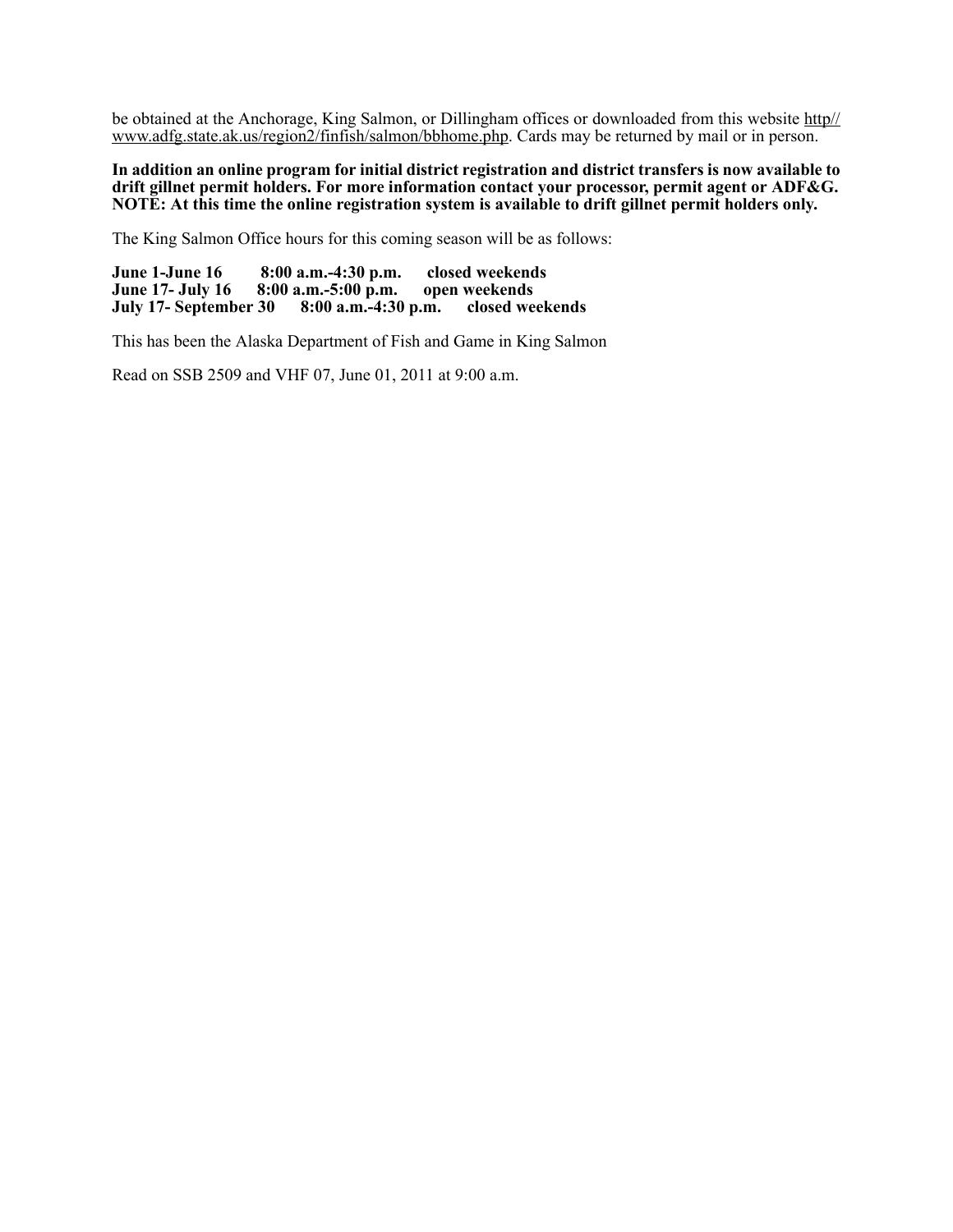be obtained at the Anchorage, King Salmon, or Dillingham offices or downloaded from this website http//www.adfg.state.ak.us/region2/finfish/salmon/bbhome.php. Cards may be returned by mail or in person.

**In addition an online program for initial district registration and district transfers is now available to drift gillnet permit holders. For more information contact your processor, permit agent or ADF&G. NOTE: At this time the online registration system is available to drift gillnet permit holders only.**

The King Salmon Office hours for this coming season will be as follows:

| | | |
|---|---|---|
| **June 1-June 16** | **8:00 a.m.-4:30 p.m.** | **closed weekends** |
| **June 17- July 16** | **8:00 a.m.-5:00 p.m.** | **open weekends** |
| **July 17- September 30** | **8:00 a.m.-4:30 p.m.** | **closed weekends** |

This has been the Alaska Department of Fish and Game in King Salmon

Read on SSB 2509 and VHF 07, June 01, 2011 at 9:00 a.m.